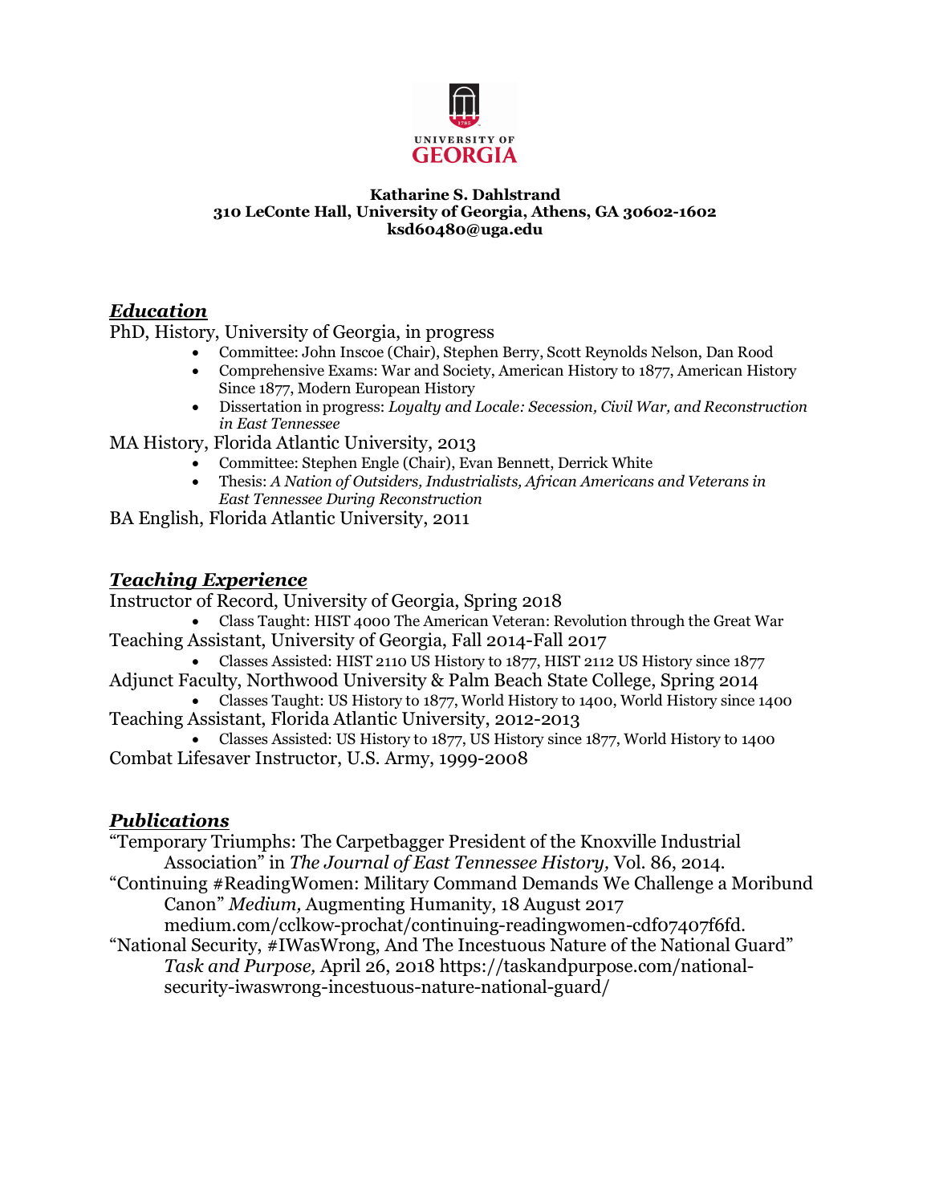UNIVERSITY OF GEORGIA

**Katharine S. Dahlstrand**
**310 LeConte Hall, University of Georgia, Athens, GA 30602-1602**
**ksd60480@uga.edu**

## ***Education***

PhD, History, University of Georgia, in progress

- Committee: John Inscoe (Chair), Stephen Berry, Scott Reynolds Nelson, Dan Rood
- Comprehensive Exams: War and Society, American History to 1877, American History Since 1877, Modern European History
- Dissertation in progress: *Loyalty and Locale: Secession, Civil War, and Reconstruction in East Tennessee*

MA History, Florida Atlantic University, 2013

- Committee: Stephen Engle (Chair), Evan Bennett, Derrick White
- Thesis: *A Nation of Outsiders, Industrialists, African Americans and Veterans in East Tennessee During Reconstruction*

BA English, Florida Atlantic University, 2011

## ***Teaching Experience***

Instructor of Record, University of Georgia, Spring 2018

- Class Taught: HIST 4000 The American Veteran: Revolution through the Great War

Teaching Assistant, University of Georgia, Fall 2014-Fall 2017

- Classes Assisted: HIST 2110 US History to 1877, HIST 2112 US History since 1877

Adjunct Faculty, Northwood University & Palm Beach State College, Spring 2014

- Classes Taught: US History to 1877, World History to 1400, World History since 1400

Teaching Assistant, Florida Atlantic University, 2012-2013

- Classes Assisted: US History to 1877, US History since 1877, World History to 1400

Combat Lifesaver Instructor, U.S. Army, 1999-2008

## ***Publications***

"Temporary Triumphs: The Carpetbagger President of the Knoxville Industrial Association" in *The Journal of East Tennessee History,* Vol. 86, 2014.

"Continuing #ReadingWomen: Military Command Demands We Challenge a Moribund Canon" *Medium,* Augmenting Humanity, 18 August 2017 medium.com/cclkow-prochat/continuing-readingwomen-cdf07407f6fd.

"National Security, #IWasWrong, And The Incestuous Nature of the National Guard" *Task and Purpose,* April 26, 2018 https://taskandpurpose.com/national-security-iwaswrong-incestuous-nature-national-guard/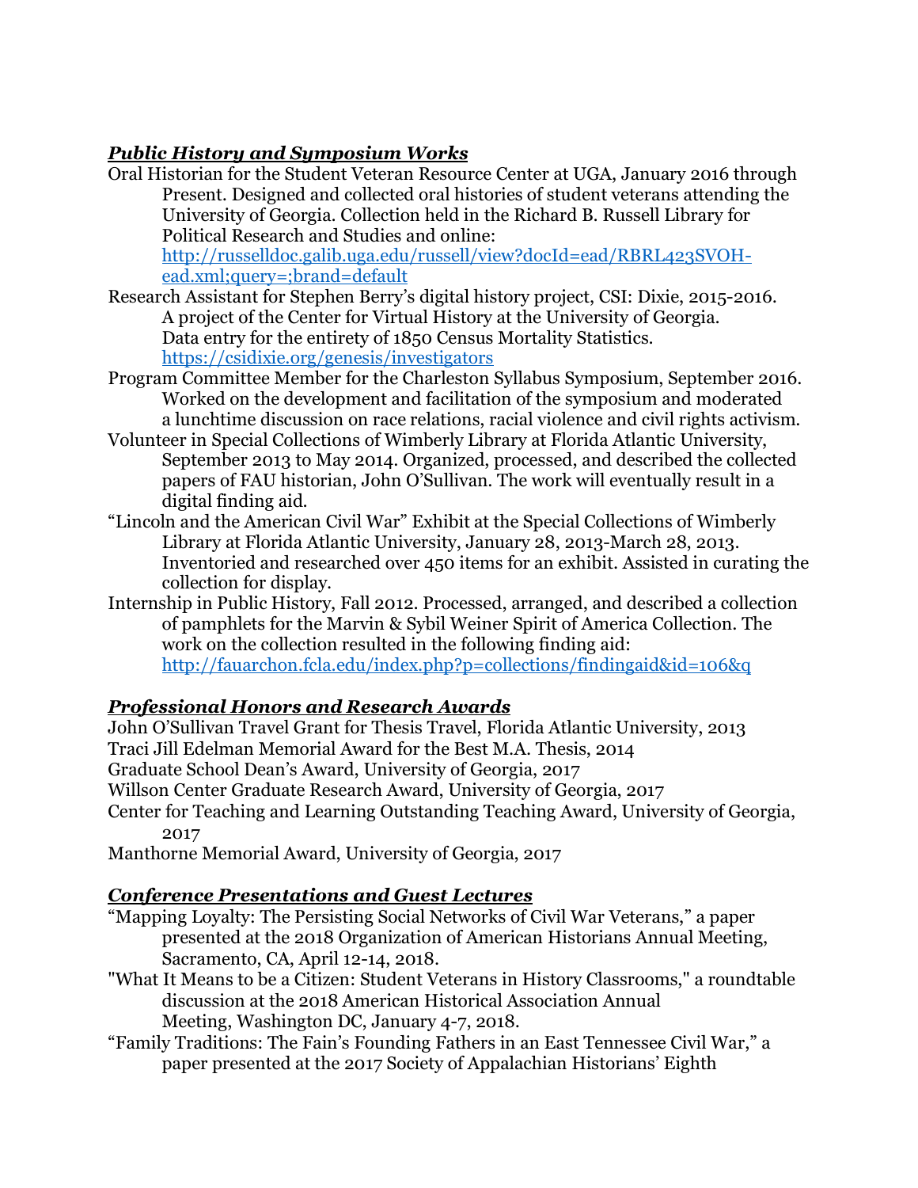## ***Public History and Symposium Works***

Oral Historian for the Student Veteran Resource Center at UGA, January 2016 through Present. Designed and collected oral histories of student veterans attending the University of Georgia. Collection held in the Richard B. Russell Library for Political Research and Studies and online: [http://russelldoc.galib.uga.edu/russell/view?docId=ead/RBRL423SVOH-ead.xml;query=;brand=default](http://russelldoc.galib.uga.edu/russell/view?docId=ead/RBRL423SVOH-ead.xml;query=;brand=default)

Research Assistant for Stephen Berry's digital history project, CSI: Dixie, 2015-2016. A project of the Center for Virtual History at the University of Georgia. Data entry for the entirety of 1850 Census Mortality Statistics. [https://csidixie.org/genesis/investigators](https://csidixie.org/genesis/investigators)

Program Committee Member for the Charleston Syllabus Symposium, September 2016. Worked on the development and facilitation of the symposium and moderated a lunchtime discussion on race relations, racial violence and civil rights activism.

Volunteer in Special Collections of Wimberly Library at Florida Atlantic University, September 2013 to May 2014. Organized, processed, and described the collected papers of FAU historian, John O'Sullivan. The work will eventually result in a digital finding aid.

"Lincoln and the American Civil War" Exhibit at the Special Collections of Wimberly Library at Florida Atlantic University, January 28, 2013-March 28, 2013. Inventoried and researched over 450 items for an exhibit. Assisted in curating the collection for display.

Internship in Public History, Fall 2012. Processed, arranged, and described a collection of pamphlets for the Marvin & Sybil Weiner Spirit of America Collection. The work on the collection resulted in the following finding aid: [http://fauarchon.fcla.edu/index.php?p=collections/findingaid&id=106&q](http://fauarchon.fcla.edu/index.php?p=collections/findingaid&id=106&q)

## ***Professional Honors and Research Awards***

John O'Sullivan Travel Grant for Thesis Travel, Florida Atlantic University, 2013
Traci Jill Edelman Memorial Award for the Best M.A. Thesis, 2014
Graduate School Dean's Award, University of Georgia, 2017
Willson Center Graduate Research Award, University of Georgia, 2017
Center for Teaching and Learning Outstanding Teaching Award, University of Georgia, 2017
Manthorne Memorial Award, University of Georgia, 2017

## ***Conference Presentations and Guest Lectures***

"Mapping Loyalty: The Persisting Social Networks of Civil War Veterans," a paper presented at the 2018 Organization of American Historians Annual Meeting, Sacramento, CA, April 12-14, 2018.

"What It Means to be a Citizen: Student Veterans in History Classrooms," a roundtable discussion at the 2018 American Historical Association Annual Meeting, Washington DC, January 4-7, 2018.

"Family Traditions: The Fain's Founding Fathers in an East Tennessee Civil War," a paper presented at the 2017 Society of Appalachian Historians' Eighth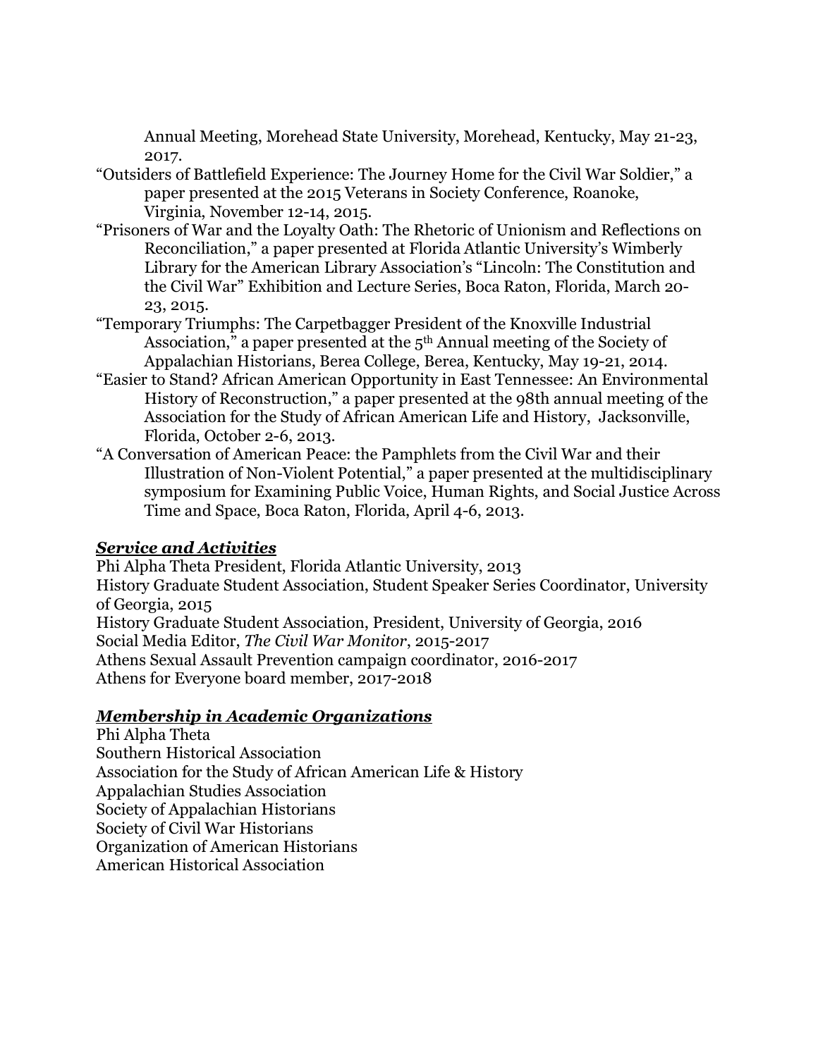Annual Meeting, Morehead State University, Morehead, Kentucky, May 21-23, 2017.

"Outsiders of Battlefield Experience: The Journey Home for the Civil War Soldier," a paper presented at the 2015 Veterans in Society Conference, Roanoke, Virginia, November 12-14, 2015.

"Prisoners of War and the Loyalty Oath: The Rhetoric of Unionism and Reflections on Reconciliation," a paper presented at Florida Atlantic University's Wimberly Library for the American Library Association's "Lincoln: The Constitution and the Civil War" Exhibition and Lecture Series, Boca Raton, Florida, March 20-23, 2015.

"Temporary Triumphs: The Carpetbagger President of the Knoxville Industrial Association," a paper presented at the 5th Annual meeting of the Society of Appalachian Historians, Berea College, Berea, Kentucky, May 19-21, 2014.

"Easier to Stand? African American Opportunity in East Tennessee: An Environmental History of Reconstruction," a paper presented at the 98th annual meeting of the Association for the Study of African American Life and History, Jacksonville, Florida, October 2-6, 2013.

"A Conversation of American Peace: the Pamphlets from the Civil War and their Illustration of Non-Violent Potential," a paper presented at the multidisciplinary symposium for Examining Public Voice, Human Rights, and Social Justice Across Time and Space, Boca Raton, Florida, April 4-6, 2013.

## ***Service and Activities***

Phi Alpha Theta President, Florida Atlantic University, 2013
History Graduate Student Association, Student Speaker Series Coordinator, University of Georgia, 2015
History Graduate Student Association, President, University of Georgia, 2016
Social Media Editor, *The Civil War Monitor*, 2015-2017
Athens Sexual Assault Prevention campaign coordinator, 2016-2017
Athens for Everyone board member, 2017-2018

## ***Membership in Academic Organizations***

Phi Alpha Theta
Southern Historical Association
Association for the Study of African American Life & History
Appalachian Studies Association
Society of Appalachian Historians
Society of Civil War Historians
Organization of American Historians
American Historical Association